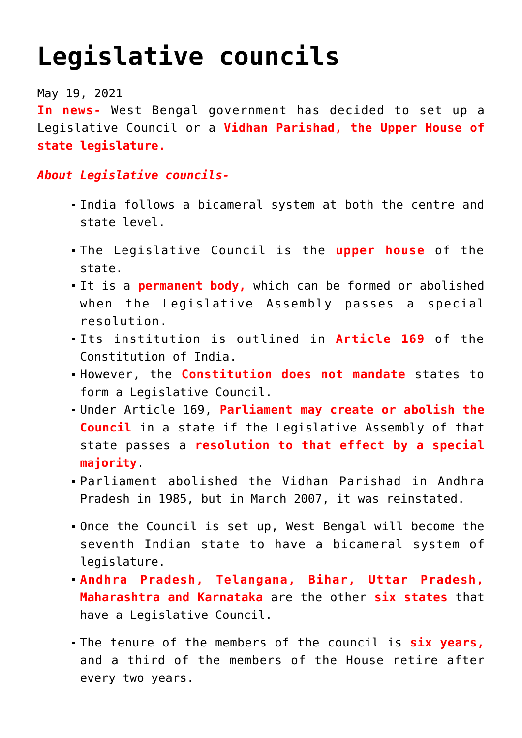# Legislative councils

May 19, 2021

**In news-** West Bengal government has decided to set up a Legislative Council or a **Vidhan Parishad, the Upper House of state legislature.**

***About Legislative councils-***

- India follows a bicameral system at both the centre and state level.
- The Legislative Council is the **upper house** of the state.
- It is a **permanent body,** which can be formed or abolished when the Legislative Assembly passes a special resolution.
- Its institution is outlined in **Article 169** of the Constitution of India.
- However, the **Constitution does not mandate** states to form a Legislative Council.
- Under Article 169, **Parliament may create or abolish the Council** in a state if the Legislative Assembly of that state passes a **resolution to that effect by a special majority**.
- Parliament abolished the Vidhan Parishad in Andhra Pradesh in 1985, but in March 2007, it was reinstated.
- Once the Council is set up, West Bengal will become the seventh Indian state to have a bicameral system of legislature.
- **Andhra Pradesh, Telangana, Bihar, Uttar Pradesh, Maharashtra and Karnataka** are the other **six states** that have a Legislative Council.
- The tenure of the members of the council is **six years,** and a third of the members of the House retire after every two years.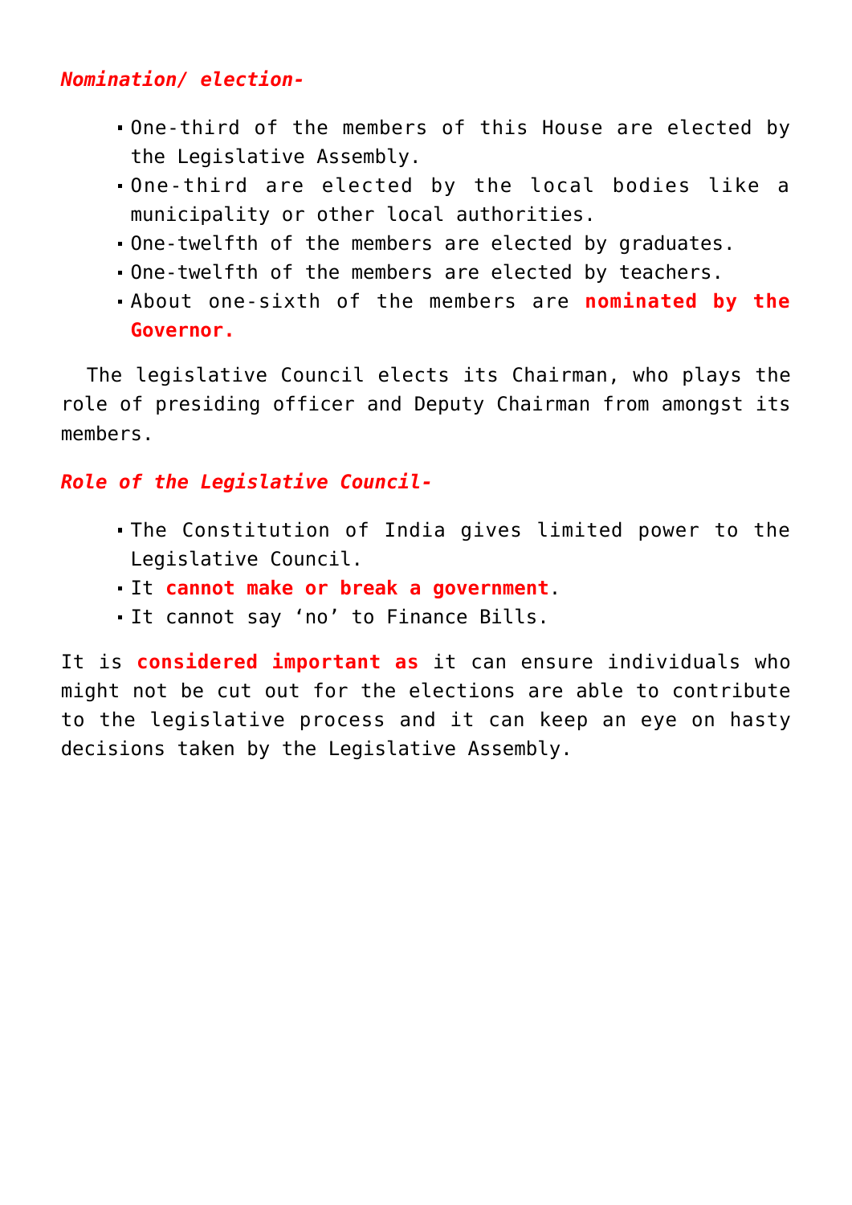***Nomination/ election-***

- One-third of the members of this House are elected by the Legislative Assembly.
- One-third are elected by the local bodies like a municipality or other local authorities.
- One-twelfth of the members are elected by graduates.
- One-twelfth of the members are elected by teachers.
- About one-sixth of the members are **nominated by the Governor.**

The legislative Council elects its Chairman, who plays the role of presiding officer and Deputy Chairman from amongst its members.

***Role of the Legislative Council-***

- The Constitution of India gives limited power to the Legislative Council.
- It **cannot make or break a government**.
- It cannot say 'no' to Finance Bills.

It is **considered important as** it can ensure individuals who might not be cut out for the elections are able to contribute to the legislative process and it can keep an eye on hasty decisions taken by the Legislative Assembly.